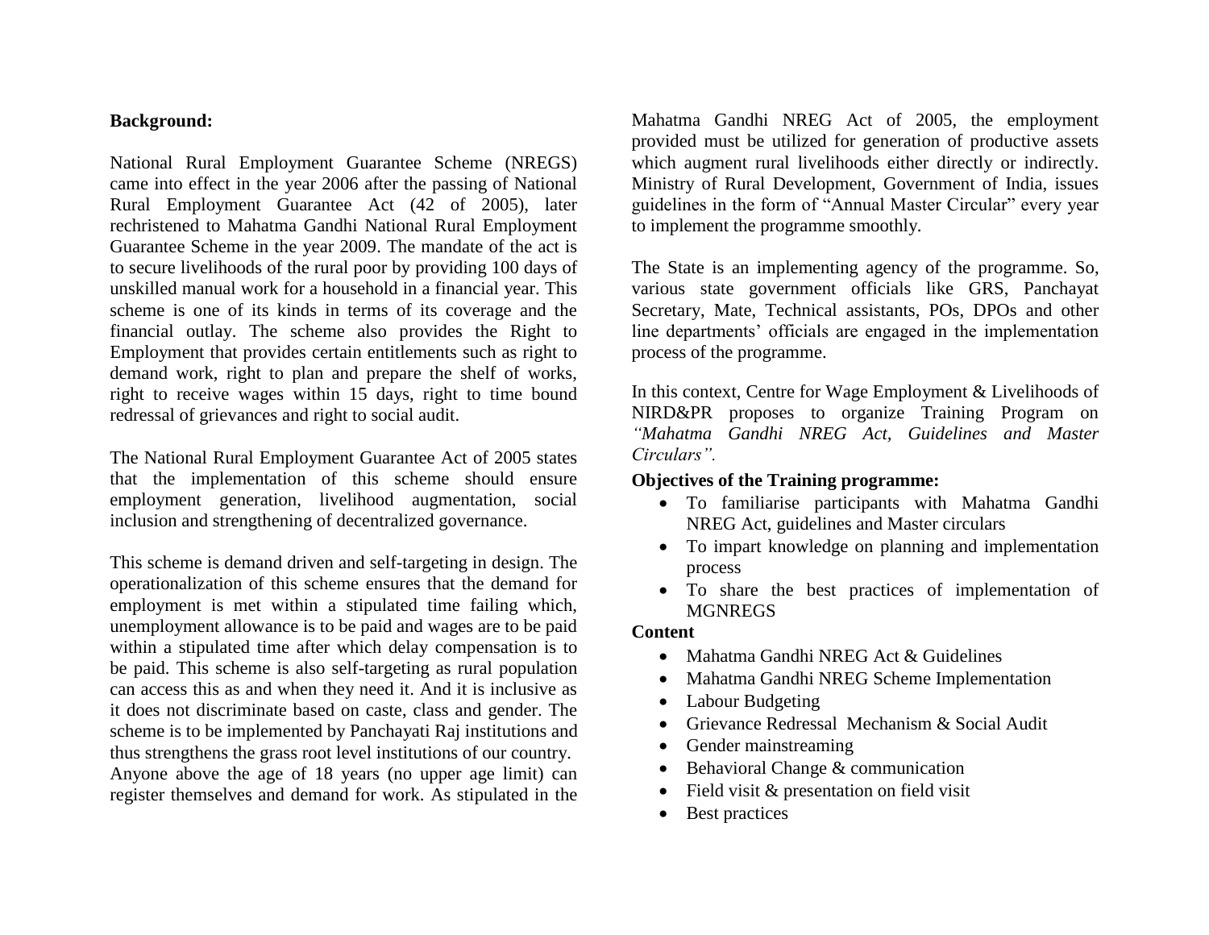**Background:**

National Rural Employment Guarantee Scheme (NREGS) came into effect in the year 2006 after the passing of National Rural Employment Guarantee Act (42 of 2005), later rechristened to Mahatma Gandhi National Rural Employment Guarantee Scheme in the year 2009. The mandate of the act is to secure livelihoods of the rural poor by providing 100 days of unskilled manual work for a household in a financial year. This scheme is one of its kinds in terms of its coverage and the financial outlay. The scheme also provides the Right to Employment that provides certain entitlements such as right to demand work, right to plan and prepare the shelf of works, right to receive wages within 15 days, right to time bound redressal of grievances and right to social audit.

The National Rural Employment Guarantee Act of 2005 states that the implementation of this scheme should ensure employment generation, livelihood augmentation, social inclusion and strengthening of decentralized governance.

This scheme is demand driven and self-targeting in design. The operationalization of this scheme ensures that the demand for employment is met within a stipulated time failing which, unemployment allowance is to be paid and wages are to be paid within a stipulated time after which delay compensation is to be paid. This scheme is also self-targeting as rural population can access this as and when they need it. And it is inclusive as it does not discriminate based on caste, class and gender. The scheme is to be implemented by Panchayati Raj institutions and thus strengthens the grass root level institutions of our country.
Anyone above the age of 18 years (no upper age limit) can register themselves and demand for work. As stipulated in the Mahatma Gandhi NREG Act of 2005, the employment provided must be utilized for generation of productive assets which augment rural livelihoods either directly or indirectly. Ministry of Rural Development, Government of India, issues guidelines in the form of "Annual Master Circular" every year to implement the programme smoothly.

The State is an implementing agency of the programme. So, various state government officials like GRS, Panchayat Secretary, Mate, Technical assistants, POs, DPOs and other line departments' officials are engaged in the implementation process of the programme.

In this context, Centre for Wage Employment & Livelihoods of NIRD&PR proposes to organize Training Program on *"Mahatma Gandhi NREG Act, Guidelines and Master Circulars".*

**Objectives of the Training programme:**

- To familiarise participants with Mahatma Gandhi NREG Act, guidelines and Master circulars
- To impart knowledge on planning and implementation process
- To share the best practices of implementation of MGNREGS

**Content**

- Mahatma Gandhi NREG Act & Guidelines
- Mahatma Gandhi NREG Scheme Implementation
- Labour Budgeting
- Grievance Redressal Mechanism & Social Audit
- Gender mainstreaming
- Behavioral Change & communication
- Field visit & presentation on field visit
- Best practices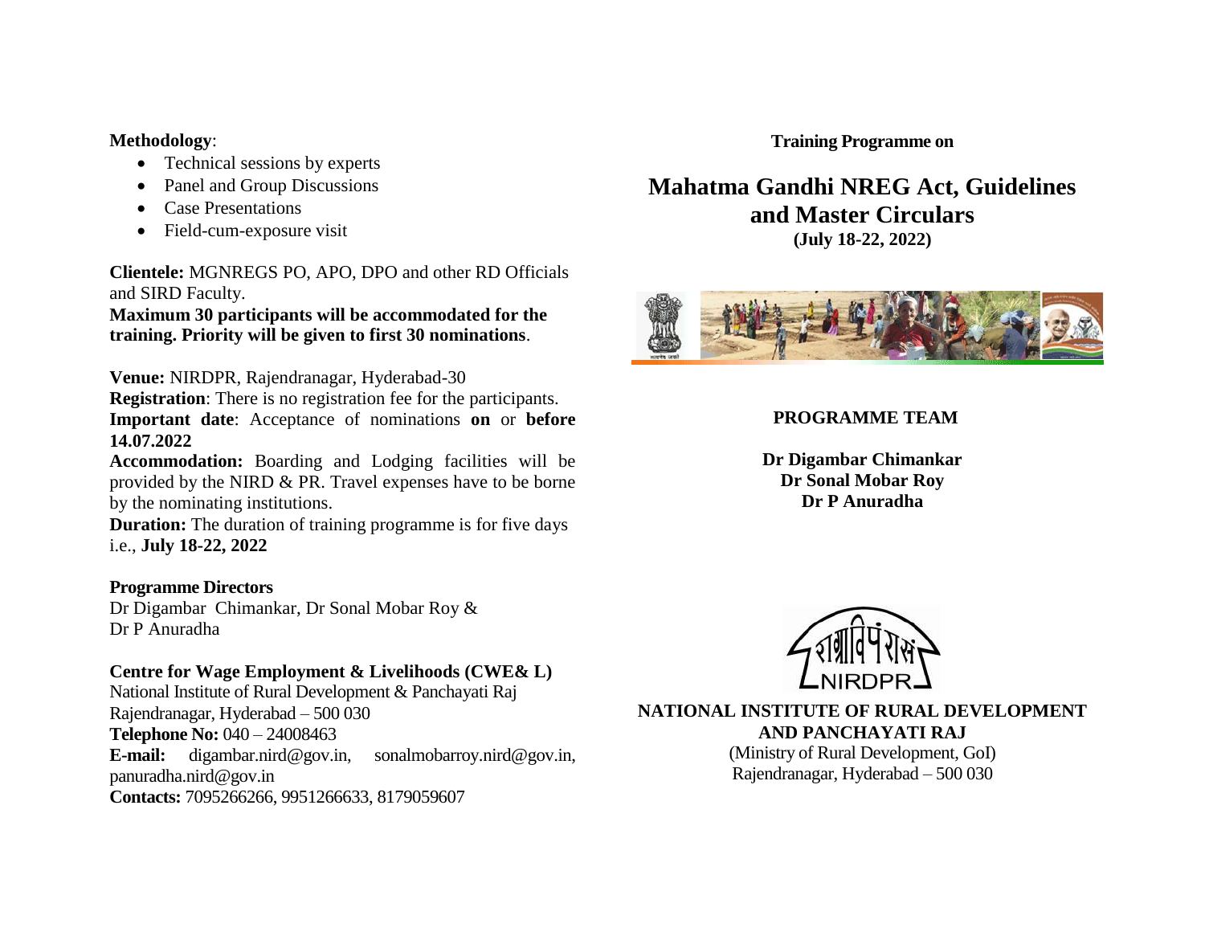**Methodology**:

- Technical sessions by experts
- Panel and Group Discussions
- Case Presentations
- Field-cum-exposure visit

**Clientele:** MGNREGS PO, APO, DPO and other RD Officials and SIRD Faculty.

**Maximum 30 participants will be accommodated for the training. Priority will be given to first 30 nominations**.

**Venue:** NIRDPR, Rajendranagar, Hyderabad-30

**Registration**: There is no registration fee for the participants.

**Important date**: Acceptance of nominations **on** or **before 14.07.2022**

**Accommodation:** Boarding and Lodging facilities will be provided by the NIRD & PR. Travel expenses have to be borne by the nominating institutions.

**Duration:** The duration of training programme is for five days i.e., **July 18-22, 2022**

**Programme Directors**

Dr Digambar Chimankar, Dr Sonal Mobar Roy & Dr P Anuradha

**Centre for Wage Employment & Livelihoods (CWE& L)**

National Institute of Rural Development & Panchayati Raj
Rajendranagar, Hyderabad – 500 030

**Telephone No:** 040 – 24008463

**E-mail:** digambar.nird@gov.in, sonalmobarroy.nird@gov.in, panuradha.nird@gov.in

**Contacts:** 7095266266, 9951266633, 8179059607

**Training Programme on**

# Mahatma Gandhi NREG Act, Guidelines and Master Circulars

**(July 18-22, 2022)**

## PROGRAMME TEAM

**Dr Digambar Chimankar**
**Dr Sonal Mobar Roy**
**Dr P Anuradha**

रा.ग्रा.वि.पं.रा.सं.
NIRDPR

**NATIONAL INSTITUTE OF RURAL DEVELOPMENT AND PANCHAYATI RAJ**

(Ministry of Rural Development, GoI)
Rajendranagar, Hyderabad – 500 030